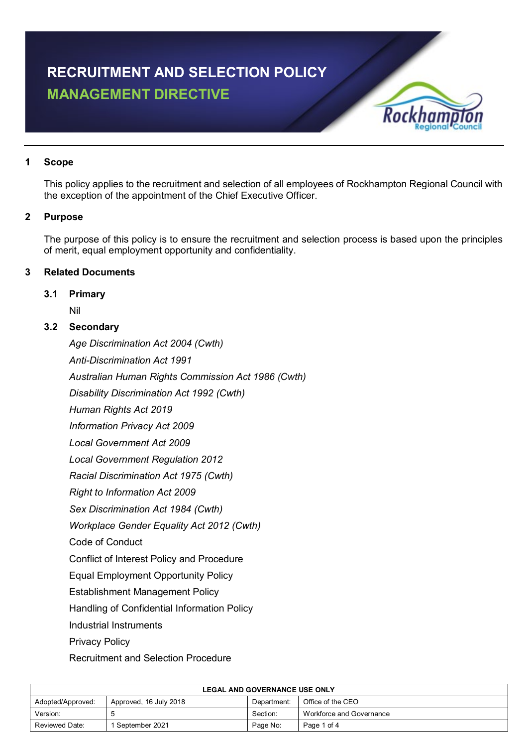# RECRUITMENT AND SELECTION POLICY

## MANAGEMENT DIRECTIVE

## 1 Scope

This policy applies to the recruitment and selection of all employees of Rockhampton Regional Council with the exception of the appointment of the Chief Executive Officer.

## 2 Purpose

The purpose of this policy is to ensure the recruitment and selection process is based upon the principles of merit, equal employment opportunity and confidentiality.

## 3 Related Documents

### 3.1 Primary

Nil

### 3.2 Secondary

*Age Discrimination Act 2004 (Cwth)*

*Anti-Discrimination Act 1991*

*Australian Human Rights Commission Act 1986 (Cwth)*

*Disability Discrimination Act 1992 (Cwth)*

*Human Rights Act 2019*

*Information Privacy Act 2009*

*Local Government Act 2009*

*Local Government Regulation 2012*

*Racial Discrimination Act 1975 (Cwth)*

*Right to Information Act 2009*

*Sex Discrimination Act 1984 (Cwth)*

*Workplace Gender Equality Act 2012 (Cwth)*

Code of Conduct

Conflict of Interest Policy and Procedure

Equal Employment Opportunity Policy

Establishment Management Policy

Handling of Confidential Information Policy

Industrial Instruments

Privacy Policy

Recruitment and Selection Procedure

| LEGAL AND GOVERNANCE USE ONLY | | | |
|---|---|---|---|
| Adopted/Approved: | Approved, 16 July 2018 | Department: | Office of the CEO |
| Version: | 5 | Section: | Workforce and Governance |
| Reviewed Date: | 1 September 2021 | Page No: | Page 1 of 4 |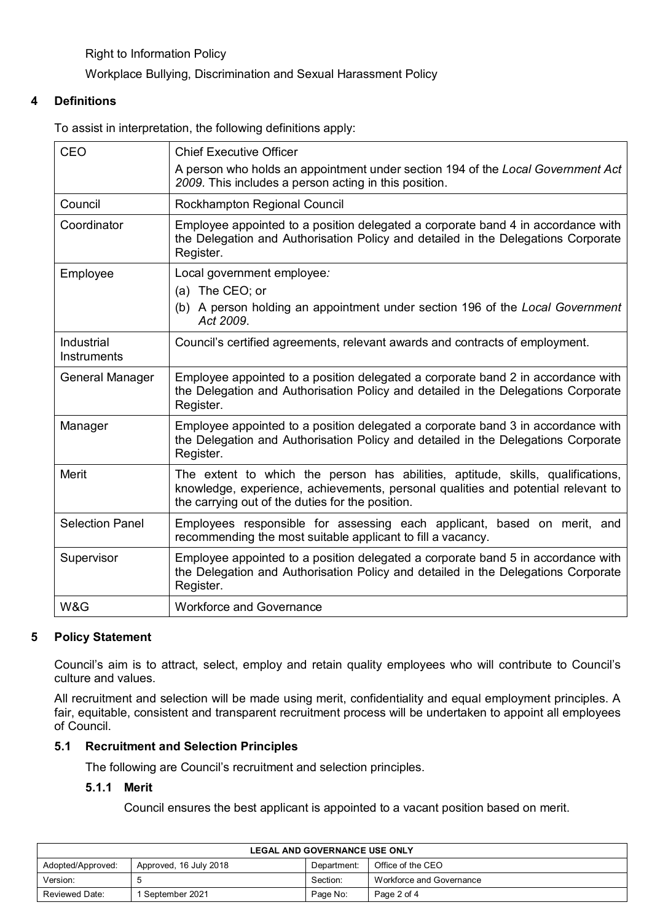Right to Information Policy

Workplace Bullying, Discrimination and Sexual Harassment Policy

## 4 Definitions

To assist in interpretation, the following definitions apply:

| Term | Definition |
|---|---|
| CEO | Chief Executive Officer<br>A person who holds an appointment under section 194 of the *Local Government Act 2009*. This includes a person acting in this position. |
| Council | Rockhampton Regional Council |
| Coordinator | Employee appointed to a position delegated a corporate band 4 in accordance with the Delegation and Authorisation Policy and detailed in the Delegations Corporate Register. |
| Employee | Local government employee*:*<br>(a) The CEO; or<br>(b) A person holding an appointment under section 196 of the *Local Government Act 2009*. |
| Industrial Instruments | Council's certified agreements, relevant awards and contracts of employment. |
| General Manager | Employee appointed to a position delegated a corporate band 2 in accordance with the Delegation and Authorisation Policy and detailed in the Delegations Corporate Register. |
| Manager | Employee appointed to a position delegated a corporate band 3 in accordance with the Delegation and Authorisation Policy and detailed in the Delegations Corporate Register. |
| Merit | The extent to which the person has abilities, aptitude, skills, qualifications, knowledge, experience, achievements, personal qualities and potential relevant to the carrying out of the duties for the position. |
| Selection Panel | Employees responsible for assessing each applicant, based on merit, and recommending the most suitable applicant to fill a vacancy. |
| Supervisor | Employee appointed to a position delegated a corporate band 5 in accordance with the Delegation and Authorisation Policy and detailed in the Delegations Corporate Register. |
| W&G | Workforce and Governance |

## 5 Policy Statement

Council's aim is to attract, select, employ and retain quality employees who will contribute to Council's culture and values.

All recruitment and selection will be made using merit, confidentiality and equal employment principles. A fair, equitable, consistent and transparent recruitment process will be undertaken to appoint all employees of Council.

### 5.1 Recruitment and Selection Principles

The following are Council's recruitment and selection principles.

#### 5.1.1 Merit

Council ensures the best applicant is appointed to a vacant position based on merit.

| LEGAL AND GOVERNANCE USE ONLY | | | |
|---|---|---|---|
| Adopted/Approved: | Approved, 16 July 2018 | Department: | Office of the CEO |
| Version: | 5 | Section: | Workforce and Governance |
| Reviewed Date: | 1 September 2021 | Page No: | Page 2 of 4 |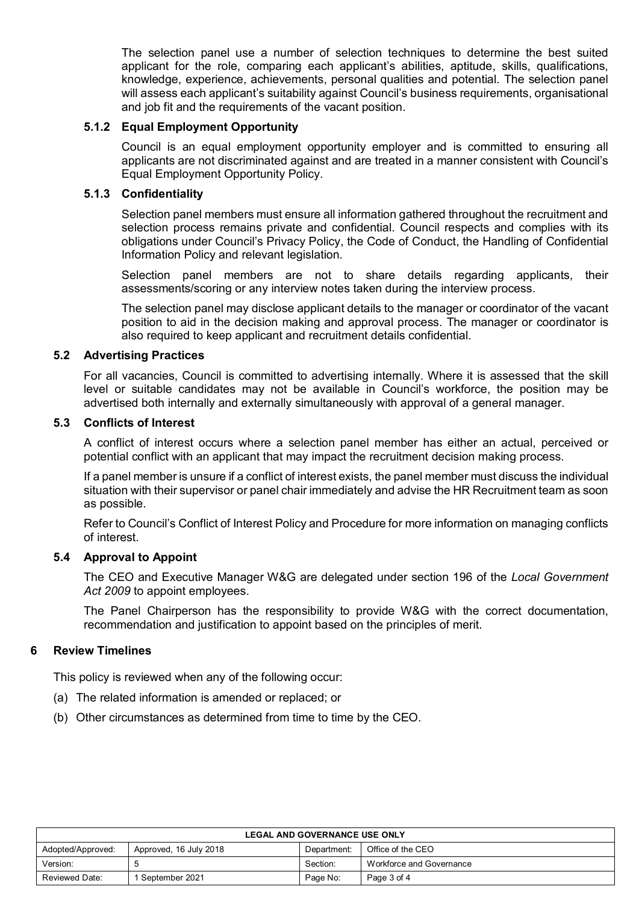The selection panel use a number of selection techniques to determine the best suited applicant for the role, comparing each applicant's abilities, aptitude, skills, qualifications, knowledge, experience, achievements, personal qualities and potential. The selection panel will assess each applicant's suitability against Council's business requirements, organisational and job fit and the requirements of the vacant position.

#### 5.1.2 Equal Employment Opportunity

Council is an equal employment opportunity employer and is committed to ensuring all applicants are not discriminated against and are treated in a manner consistent with Council's Equal Employment Opportunity Policy.

#### 5.1.3 Confidentiality

Selection panel members must ensure all information gathered throughout the recruitment and selection process remains private and confidential. Council respects and complies with its obligations under Council's Privacy Policy, the Code of Conduct, the Handling of Confidential Information Policy and relevant legislation.

Selection panel members are not to share details regarding applicants, their assessments/scoring or any interview notes taken during the interview process.

The selection panel may disclose applicant details to the manager or coordinator of the vacant position to aid in the decision making and approval process. The manager or coordinator is also required to keep applicant and recruitment details confidential.

### 5.2 Advertising Practices

For all vacancies, Council is committed to advertising internally. Where it is assessed that the skill level or suitable candidates may not be available in Council's workforce, the position may be advertised both internally and externally simultaneously with approval of a general manager.

### 5.3 Conflicts of Interest

A conflict of interest occurs where a selection panel member has either an actual, perceived or potential conflict with an applicant that may impact the recruitment decision making process.

If a panel member is unsure if a conflict of interest exists, the panel member must discuss the individual situation with their supervisor or panel chair immediately and advise the HR Recruitment team as soon as possible.

Refer to Council's Conflict of Interest Policy and Procedure for more information on managing conflicts of interest.

### 5.4 Approval to Appoint

The CEO and Executive Manager W&G are delegated under section 196 of the *Local Government Act 2009* to appoint employees.

The Panel Chairperson has the responsibility to provide W&G with the correct documentation, recommendation and justification to appoint based on the principles of merit.

## 6 Review Timelines

This policy is reviewed when any of the following occur:

(a) The related information is amended or replaced; or

(b) Other circumstances as determined from time to time by the CEO.

| LEGAL AND GOVERNANCE USE ONLY | | | |
|---|---|---|---|
| Adopted/Approved: | Approved, 16 July 2018 | Department: | Office of the CEO |
| Version: | 5 | Section: | Workforce and Governance |
| Reviewed Date: | 1 September 2021 | Page No: | Page 3 of 4 |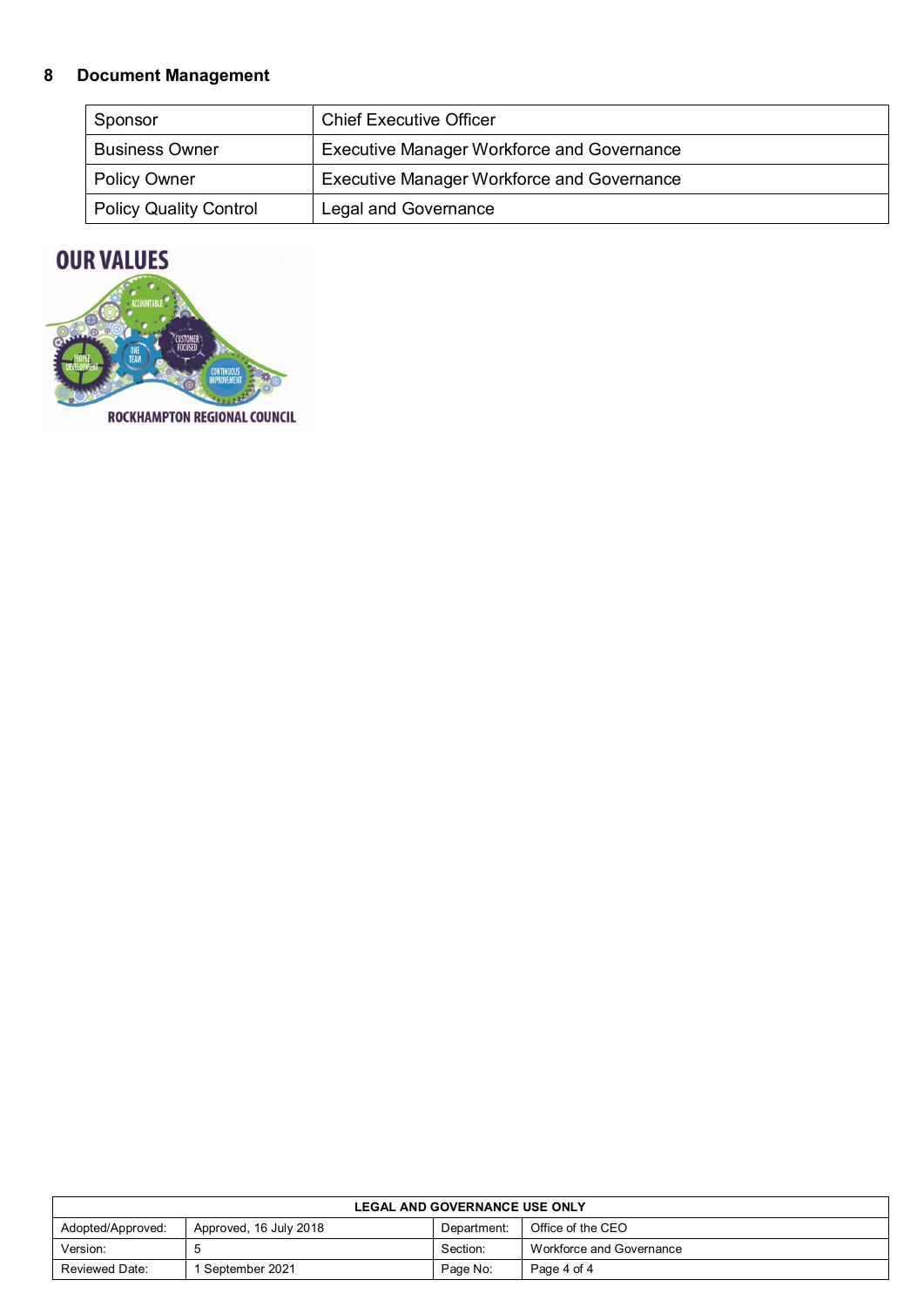## 8 Document Management

| | |
|---|---|
| Sponsor | Chief Executive Officer |
| Business Owner | Executive Manager Workforce and Governance |
| Policy Owner | Executive Manager Workforce and Governance |
| Policy Quality Control | Legal and Governance |

| LEGAL AND GOVERNANCE USE ONLY | | | |
|---|---|---|---|
| Adopted/Approved: | Approved, 16 July 2018 | Department: | Office of the CEO |
| Version: | 5 | Section: | Workforce and Governance |
| Reviewed Date: | 1 September 2021 | Page No: | Page 4 of 4 |